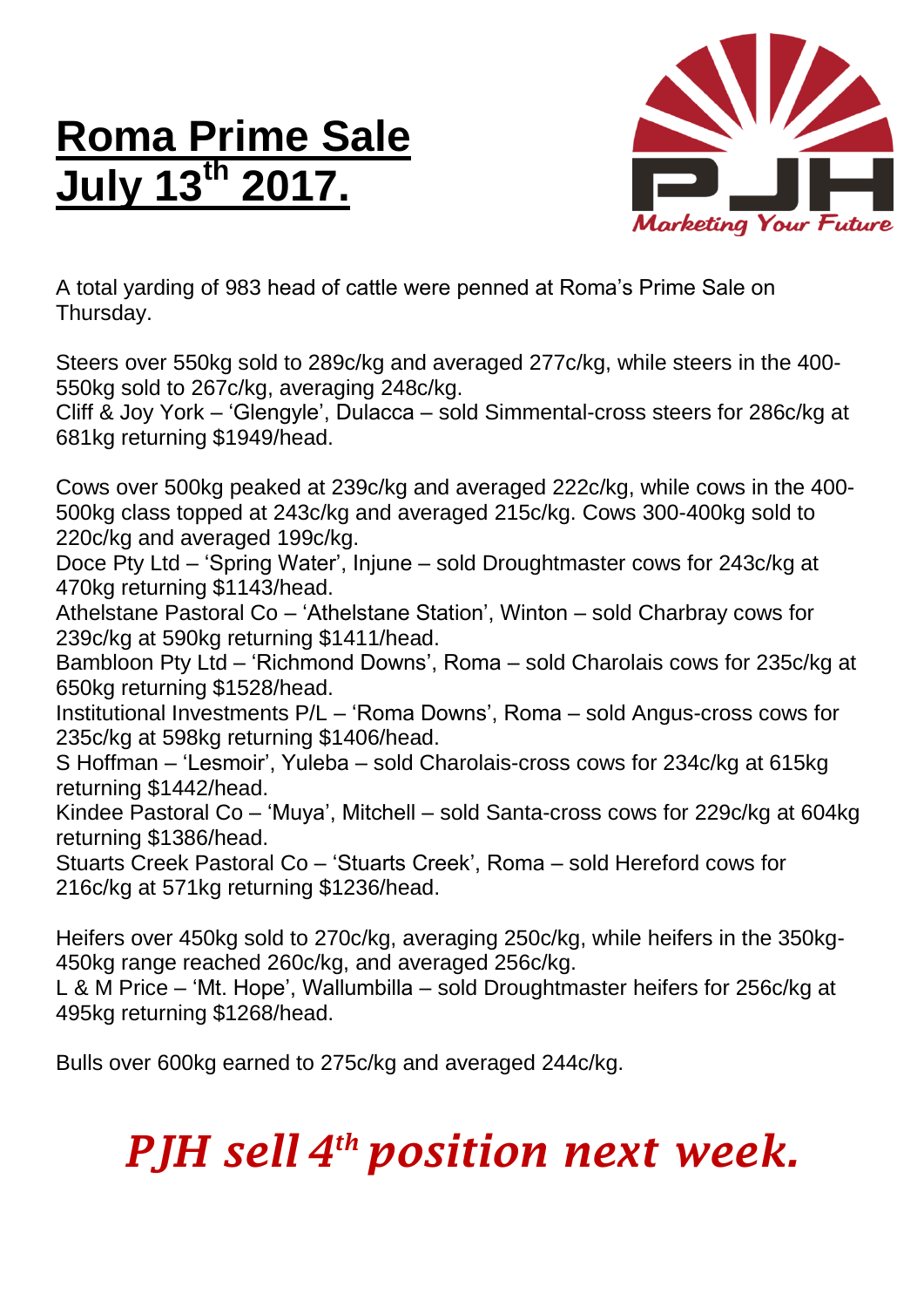# Roma Prime Sale July 13th 2017.

PJH

*Marketing Your Future*

A total yarding of 983 head of cattle were penned at Roma's Prime Sale on Thursday.

Steers over 550kg sold to 289c/kg and averaged 277c/kg, while steers in the 400-550kg sold to 267c/kg, averaging 248c/kg.
Cliff & Joy York – 'Glengyle', Dulacca – sold Simmental-cross steers for 286c/kg at 681kg returning $1949/head.

Cows over 500kg peaked at 239c/kg and averaged 222c/kg, while cows in the 400-500kg class topped at 243c/kg and averaged 215c/kg. Cows 300-400kg sold to 220c/kg and averaged 199c/kg.
Doce Pty Ltd – 'Spring Water', Injune – sold Droughtmaster cows for 243c/kg at 470kg returning $1143/head.
Athelstane Pastoral Co – 'Athelstane Station', Winton – sold Charbray cows for 239c/kg at 590kg returning $1411/head.
Bambloon Pty Ltd – 'Richmond Downs', Roma – sold Charolais cows for 235c/kg at 650kg returning $1528/head.
Institutional Investments P/L – 'Roma Downs', Roma – sold Angus-cross cows for 235c/kg at 598kg returning $1406/head.
S Hoffman – 'Lesmoir', Yuleba – sold Charolais-cross cows for 234c/kg at 615kg returning $1442/head.
Kindee Pastoral Co – 'Muya', Mitchell – sold Santa-cross cows for 229c/kg at 604kg returning $1386/head.
Stuarts Creek Pastoral Co – 'Stuarts Creek', Roma – sold Hereford cows for 216c/kg at 571kg returning $1236/head.

Heifers over 450kg sold to 270c/kg, averaging 250c/kg, while heifers in the 350kg-450kg range reached 260c/kg, and averaged 256c/kg.
L & M Price – 'Mt. Hope', Wallumbilla – sold Droughtmaster heifers for 256c/kg at 495kg returning $1268/head.

Bulls over 600kg earned to 275c/kg and averaged 244c/kg.

***PJH sell 4th position next week.***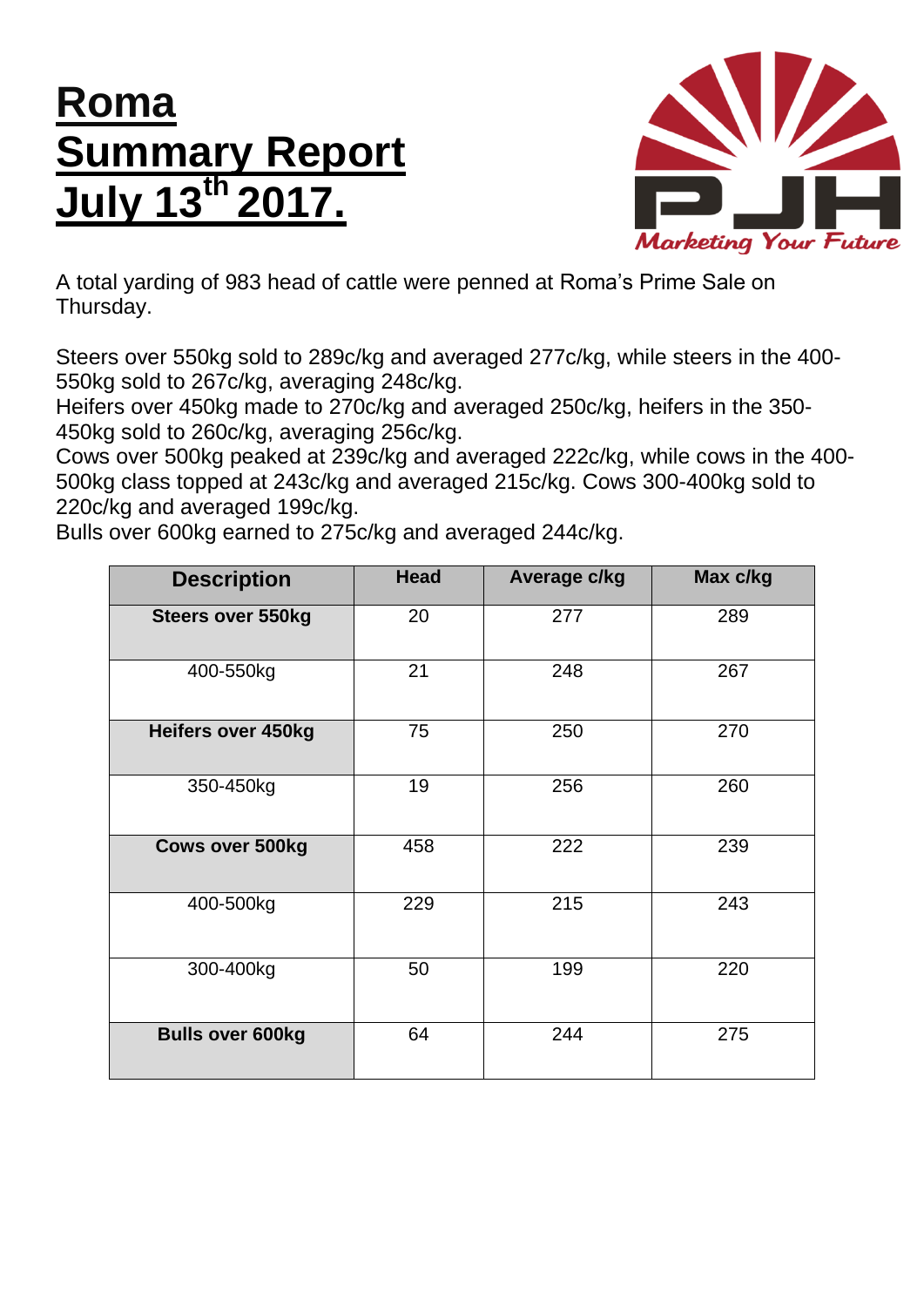# Roma Summary Report July 13th 2017.

Marketing Your Future

A total yarding of 983 head of cattle were penned at Roma's Prime Sale on Thursday.

Steers over 550kg sold to 289c/kg and averaged 277c/kg, while steers in the 400-550kg sold to 267c/kg, averaging 248c/kg.
Heifers over 450kg made to 270c/kg and averaged 250c/kg, heifers in the 350-450kg sold to 260c/kg, averaging 256c/kg.
Cows over 500kg peaked at 239c/kg and averaged 222c/kg, while cows in the 400-500kg class topped at 243c/kg and averaged 215c/kg. Cows 300-400kg sold to 220c/kg and averaged 199c/kg.
Bulls over 600kg earned to 275c/kg and averaged 244c/kg.

| Description | Head | Average c/kg | Max c/kg |
|---|---|---|---|
| **Steers over 550kg** | 20 | 277 | 289 |
| 400-550kg | 21 | 248 | 267 |
| **Heifers over 450kg** | 75 | 250 | 270 |
| 350-450kg | 19 | 256 | 260 |
| **Cows over 500kg** | 458 | 222 | 239 |
| 400-500kg | 229 | 215 | 243 |
| 300-400kg | 50 | 199 | 220 |
| **Bulls over 600kg** | 64 | 244 | 275 |